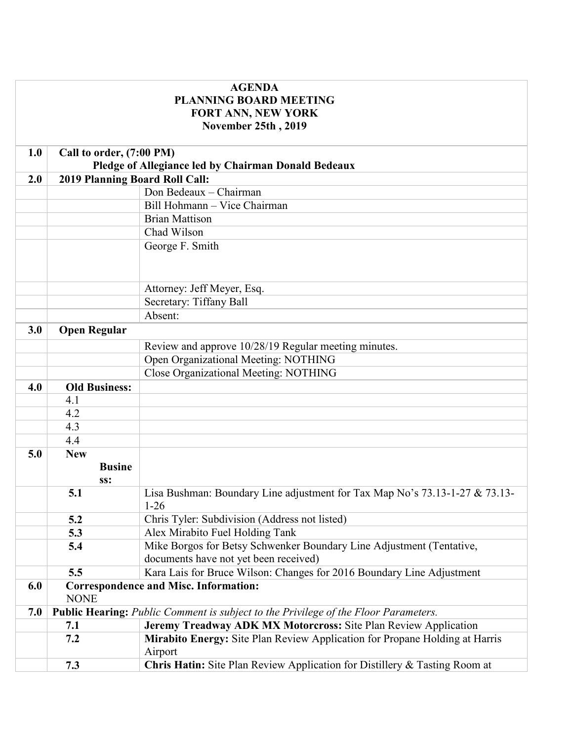**AGENDA**
**PLANNING BOARD MEETING**
**FORT ANN, NEW YORK**
**November 25th , 2019**

| | | |
|---|---|---|
| **1.0** | **Call to order, (7:00 PM)** **Pledge of Allegiance led by Chairman Donald Bedeaux** | |
| **2.0** | **2019 Planning Board Roll Call:** | |
| | | Don Bedeaux – Chairman |
| | | Bill Hohmann – Vice Chairman |
| | | Brian Mattison |
| | | Chad Wilson |
| | | George F. Smith |
| | | Attorney: Jeff Meyer, Esq. |
| | | Secretary: Tiffany Ball |
| | | Absent: |
| **3.0** | **Open Regular** | |
| | | Review and approve 10/28/19 Regular meeting minutes. |
| | | Open Organizational Meeting: NOTHING |
| | | Close Organizational Meeting: NOTHING |
| **4.0** | **Old Business:** | |
| | 4.1 | |
| | 4.2 | |
| | 4.3 | |
| | 4.4 | |
| **5.0** | **New Business:** | |
| | **5.1** | Lisa Bushman: Boundary Line adjustment for Tax Map No's 73.13-1-27 & 73.13-1-26 |
| | **5.2** | Chris Tyler: Subdivision (Address not listed) |
| | **5.3** | Alex Mirabito Fuel Holding Tank |
| | **5.4** | Mike Borgos for Betsy Schwenker Boundary Line Adjustment (Tentative, documents have not yet been received) |
| | **5.5** | Kara Lais for Bruce Wilson: Changes for 2016 Boundary Line Adjustment |
| **6.0** | **Correspondence and Misc. Information:** NONE | |
| **7.0** | **Public Hearing:** *Public Comment is subject to the Privilege of the Floor Parameters.* | |
| | **7.1** | **Jeremy Treadway ADK MX Motorcross:** Site Plan Review Application |
| | **7.2** | **Mirabito Energy:** Site Plan Review Application for Propane Holding at Harris Airport |
| | **7.3** | **Chris Hatin:** Site Plan Review Application for Distillery & Tasting Room at |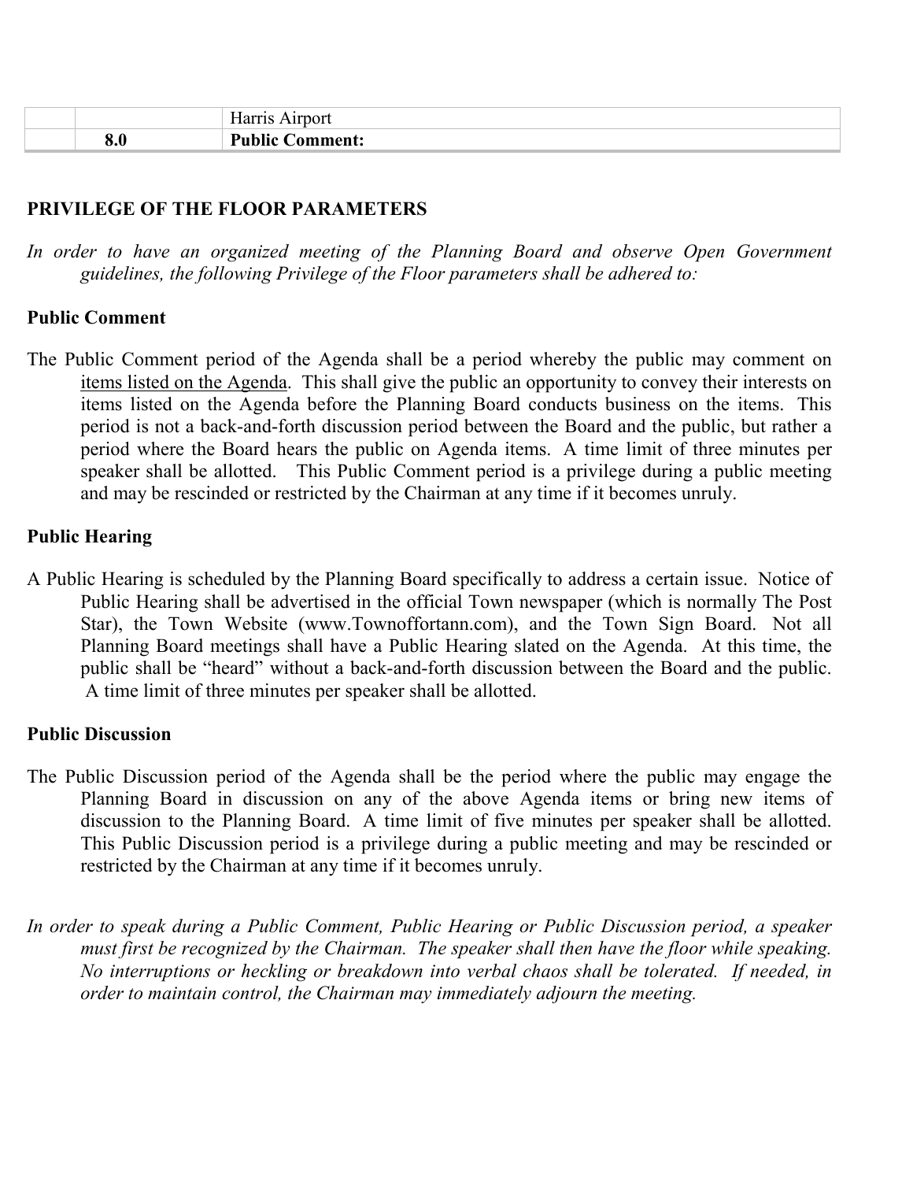| | | |
|---|---|---|
| | | Harris Airport |
| | **8.0** | **Public Comment:** |

**PRIVILEGE OF THE FLOOR PARAMETERS**

*In order to have an organized meeting of the Planning Board and observe Open Government guidelines, the following Privilege of the Floor parameters shall be adhered to:*

**Public Comment**

The Public Comment period of the Agenda shall be a period whereby the public may comment on <u>items listed on the Agenda</u>. This shall give the public an opportunity to convey their interests on items listed on the Agenda before the Planning Board conducts business on the items. This period is not a back-and-forth discussion period between the Board and the public, but rather a period where the Board hears the public on Agenda items. A time limit of three minutes per speaker shall be allotted. This Public Comment period is a privilege during a public meeting and may be rescinded or restricted by the Chairman at any time if it becomes unruly.

**Public Hearing**

A Public Hearing is scheduled by the Planning Board specifically to address a certain issue. Notice of Public Hearing shall be advertised in the official Town newspaper (which is normally The Post Star), the Town Website (www.Townoffortann.com), and the Town Sign Board. Not all Planning Board meetings shall have a Public Hearing slated on the Agenda. At this time, the public shall be "heard" without a back-and-forth discussion between the Board and the public. A time limit of three minutes per speaker shall be allotted.

**Public Discussion**

The Public Discussion period of the Agenda shall be the period where the public may engage the Planning Board in discussion on any of the above Agenda items or bring new items of discussion to the Planning Board. A time limit of five minutes per speaker shall be allotted. This Public Discussion period is a privilege during a public meeting and may be rescinded or restricted by the Chairman at any time if it becomes unruly.

*In order to speak during a Public Comment, Public Hearing or Public Discussion period, a speaker must first be recognized by the Chairman. The speaker shall then have the floor while speaking. No interruptions or heckling or breakdown into verbal chaos shall be tolerated. If needed, in order to maintain control, the Chairman may immediately adjourn the meeting.*